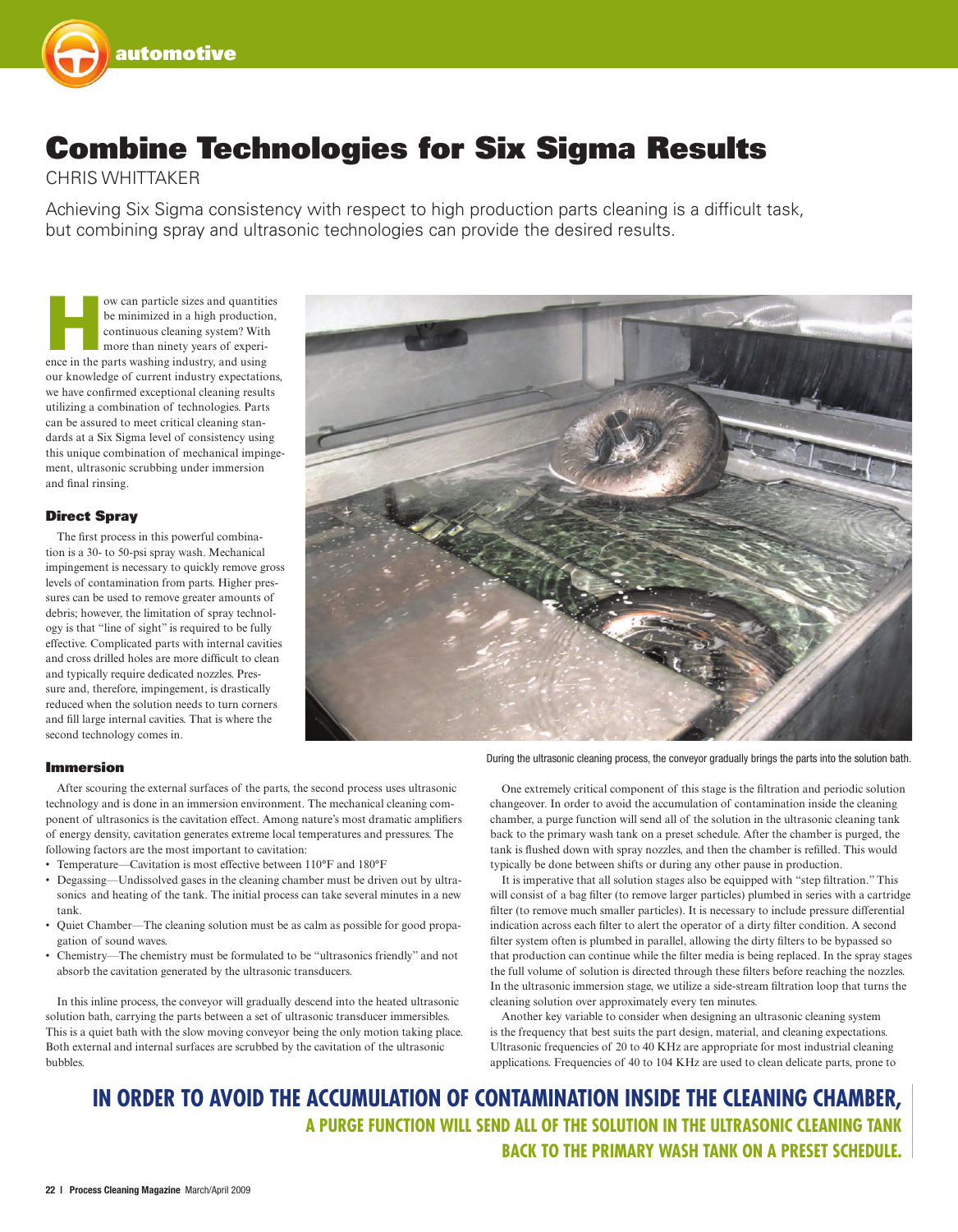# Combine Technologies for Six Sigma Results

CHRIS WHITTAKER

Achieving Six Sigma consistency with respect to high production parts cleaning is a difficult task, but combining spray and ultrasonic technologies can provide the desired results.

How can particle sizes and quantities be minimized in a high production, continuous cleaning system? With more than ninety years of experience in the parts washing industry, and using our knowledge of current industry expectations, we have confirmed exceptional cleaning results utilizing a combination of technologies. Parts can be assured to meet critical cleaning standards at a Six Sigma level of consistency using this unique combination of mechanical impingement, ultrasonic scrubbing under immersion and final rinsing.

### Direct Spray

The first process in this powerful combination is a 30- to 50-psi spray wash. Mechanical impingement is necessary to quickly remove gross levels of contamination from parts. Higher pressures can be used to remove greater amounts of debris; however, the limitation of spray technology is that "line of sight" is required to be fully effective. Complicated parts with internal cavities and cross drilled holes are more difficult to clean and typically require dedicated nozzles. Pressure and, therefore, impingement, is drastically reduced when the solution needs to turn corners and fill large internal cavities. That is where the second technology comes in.

During the ultrasonic cleaning process, the conveyor gradually brings the parts into the solution bath.

### Immersion

After scouring the external surfaces of the parts, the second process uses ultrasonic technology and is done in an immersion environment. The mechanical cleaning component of ultrasonics is the cavitation effect. Among nature's most dramatic amplifiers of energy density, cavitation generates extreme local temperatures and pressures. The following factors are the most important to cavitation:

- Temperature—Cavitation is most effective between 110°F and 180°F
- Degassing—Undissolved gases in the cleaning chamber must be driven out by ultrasonics and heating of the tank. The initial process can take several minutes in a new tank.
- Quiet Chamber—The cleaning solution must be as calm as possible for good propagation of sound waves.
- Chemistry—The chemistry must be formulated to be "ultrasonics friendly" and not absorb the cavitation generated by the ultrasonic transducers.

In this inline process, the conveyor will gradually descend into the heated ultrasonic solution bath, carrying the parts between a set of ultrasonic transducer immersibles. This is a quiet bath with the slow moving conveyor being the only motion taking place. Both external and internal surfaces are scrubbed by the cavitation of the ultrasonic bubbles.

One extremely critical component of this stage is the filtration and periodic solution changeover. In order to avoid the accumulation of contamination inside the cleaning chamber, a purge function will send all of the solution in the ultrasonic cleaning tank back to the primary wash tank on a preset schedule. After the chamber is purged, the tank is flushed down with spray nozzles, and then the chamber is refilled. This would typically be done between shifts or during any other pause in production.

It is imperative that all solution stages also be equipped with "step filtration." This will consist of a bag filter (to remove larger particles) plumbed in series with a cartridge filter (to remove much smaller particles). It is necessary to include pressure differential indication across each filter to alert the operator of a dirty filter condition. A second filter system often is plumbed in parallel, allowing the dirty filters to be bypassed so that production can continue while the filter media is being replaced. In the spray stages the full volume of solution is directed through these filters before reaching the nozzles. In the ultrasonic immersion stage, we utilize a side-stream filtration loop that turns the cleaning solution over approximately every ten minutes.

Another key variable to consider when designing an ultrasonic cleaning system is the frequency that best suits the part design, material, and cleaning expectations. Ultrasonic frequencies of 20 to 40 KHz are appropriate for most industrial cleaning applications. Frequencies of 40 to 104 KHz are used to clean delicate parts, prone to

**IN ORDER TO AVOID THE ACCUMULATION OF CONTAMINATION INSIDE THE CLEANING CHAMBER, A PURGE FUNCTION WILL SEND ALL OF THE SOLUTION IN THE ULTRASONIC CLEANING TANK BACK TO THE PRIMARY WASH TANK ON A PRESET SCHEDULE.**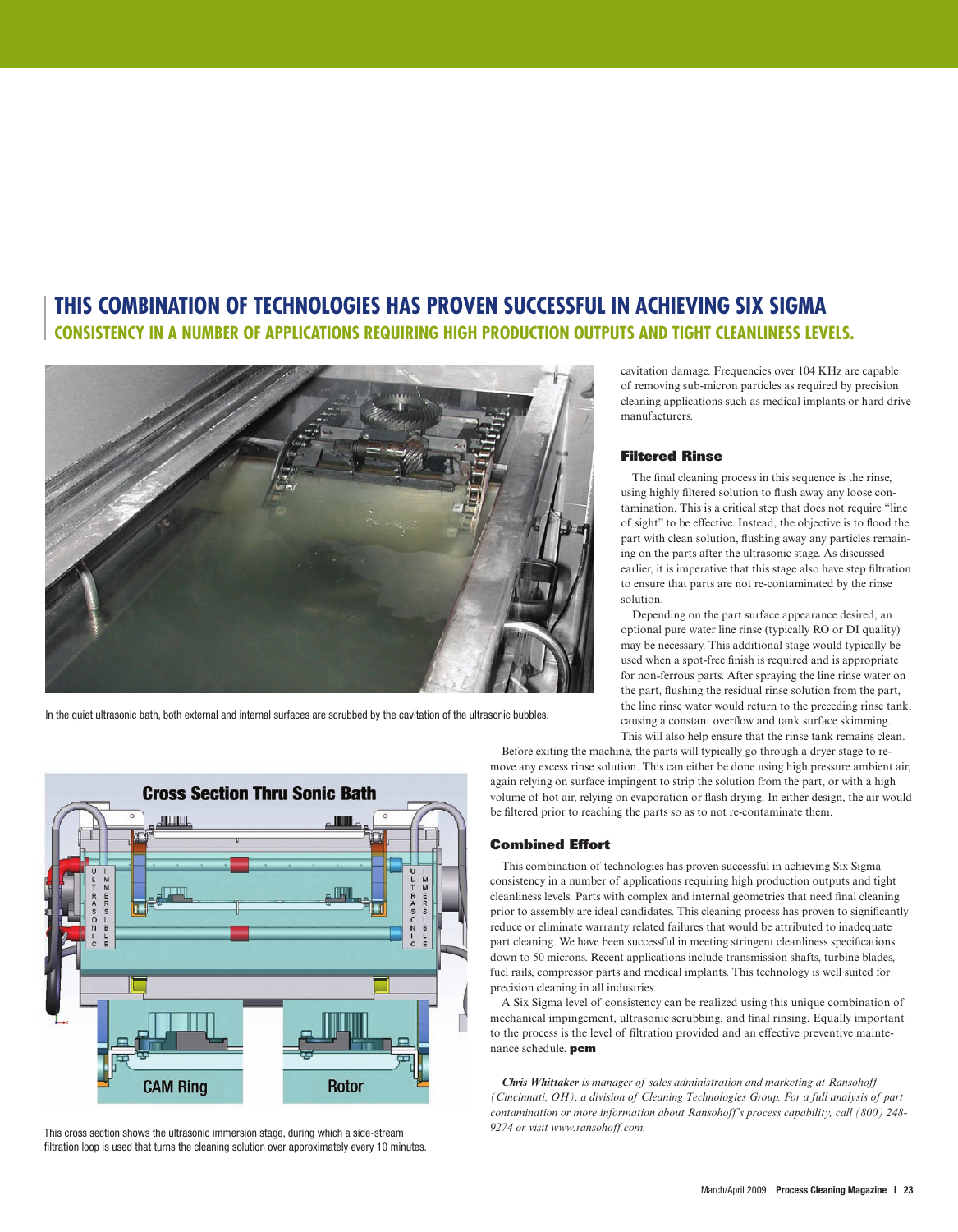## THIS COMBINATION OF TECHNOLOGIES HAS PROVEN SUCCESSFUL IN ACHIEVING SIX SIGMA CONSISTENCY IN A NUMBER OF APPLICATIONS REQUIRING HIGH PRODUCTION OUTPUTS AND TIGHT CLEANLINESS LEVELS.

In the quiet ultrasonic bath, both external and internal surfaces are scrubbed by the cavitation of the ultrasonic bubbles.

Cross Section Thru Sonic Bath

ULTRASONIC

IMMERSIBLE

CAM Ring

Rotor

This cross section shows the ultrasonic immersion stage, during which a side-stream filtration loop is used that turns the cleaning solution over approximately every 10 minutes.

cavitation damage. Frequencies over 104 KHz are capable of removing sub-micron particles as required by precision cleaning applications such as medical implants or hard drive manufacturers.

### Filtered Rinse

The final cleaning process in this sequence is the rinse, using highly filtered solution to flush away any loose contamination. This is a critical step that does not require "line of sight" to be effective. Instead, the objective is to flood the part with clean solution, flushing away any particles remaining on the parts after the ultrasonic stage. As discussed earlier, it is imperative that this stage also have step filtration to ensure that parts are not re-contaminated by the rinse solution.

Depending on the part surface appearance desired, an optional pure water line rinse (typically RO or DI quality) may be necessary. This additional stage would typically be used when a spot-free finish is required and is appropriate for non-ferrous parts. After spraying the line rinse water on the part, flushing the residual rinse solution from the part, the line rinse water would return to the preceding rinse tank, causing a constant overflow and tank surface skimming. This will also help ensure that the rinse tank remains clean.

Before exiting the machine, the parts will typically go through a dryer stage to remove any excess rinse solution. This can either be done using high pressure ambient air, again relying on surface impingent to strip the solution from the part, or with a high volume of hot air, relying on evaporation or flash drying. In either design, the air would be filtered prior to reaching the parts so as to not re-contaminate them.

### Combined Effort

This combination of technologies has proven successful in achieving Six Sigma consistency in a number of applications requiring high production outputs and tight cleanliness levels. Parts with complex and internal geometries that need final cleaning prior to assembly are ideal candidates. This cleaning process has proven to significantly reduce or eliminate warranty related failures that would be attributed to inadequate part cleaning. We have been successful in meeting stringent cleanliness specifications down to 50 microns. Recent applications include transmission shafts, turbine blades, fuel rails, compressor parts and medical implants. This technology is well suited for precision cleaning in all industries.

A Six Sigma level of consistency can be realized using this unique combination of mechanical impingement, ultrasonic scrubbing, and final rinsing. Equally important to the process is the level of filtration provided and an effective preventive maintenance schedule. **pcm**

***Chris Whittaker** is manager of sales administration and marketing at Ransohoff (Cincinnati, OH), a division of Cleaning Technologies Group. For a full analysis of part contamination or more information about Ransohoff's process capability, call (800) 248-9274 or visit www.ransohoff.com.*